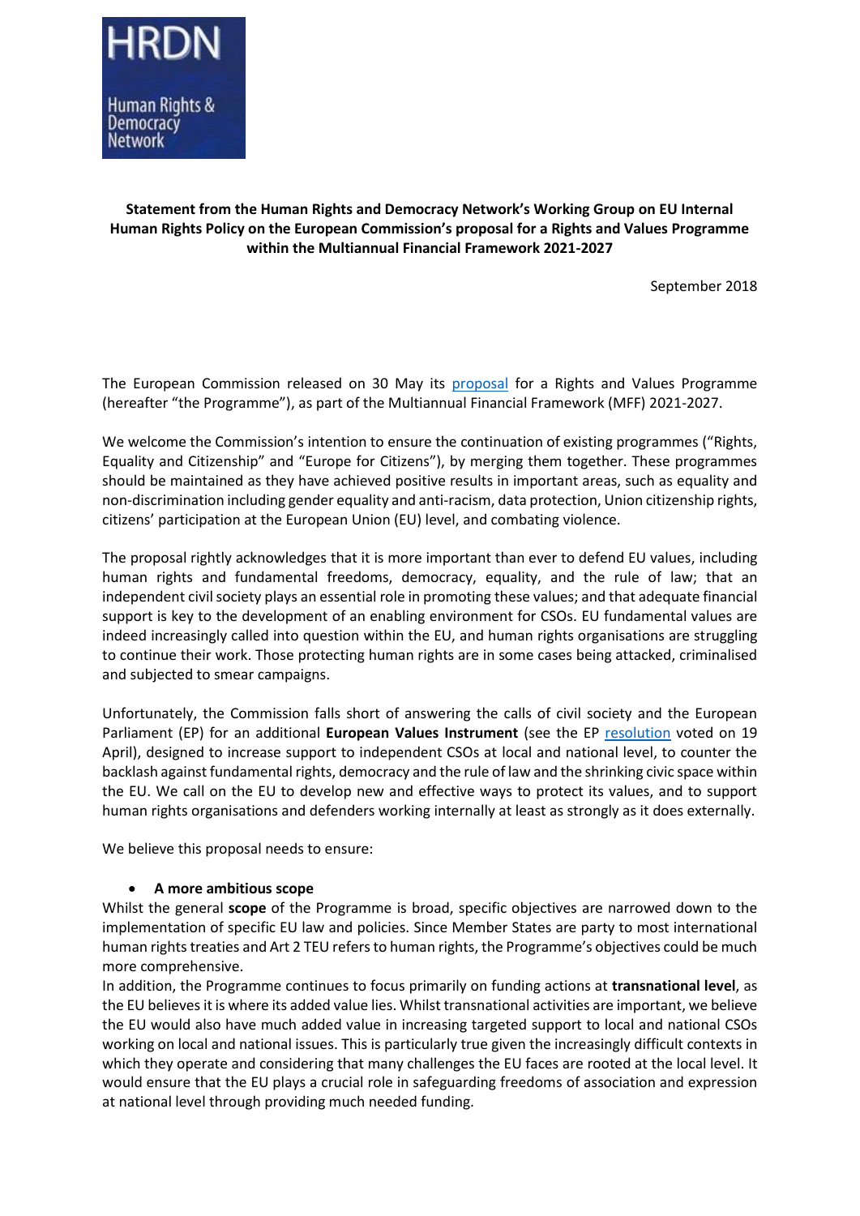HRDN

Human Rights & Democracy Network

**Statement from the Human Rights and Democracy Network's Working Group on EU Internal Human Rights Policy on the European Commission's proposal for a Rights and Values Programme within the Multiannual Financial Framework 2021-2027**

September 2018

The European Commission released on 30 May its proposal for a Rights and Values Programme (hereafter "the Programme"), as part of the Multiannual Financial Framework (MFF) 2021-2027.

We welcome the Commission's intention to ensure the continuation of existing programmes ("Rights, Equality and Citizenship" and "Europe for Citizens"), by merging them together. These programmes should be maintained as they have achieved positive results in important areas, such as equality and non-discrimination including gender equality and anti-racism, data protection, Union citizenship rights, citizens' participation at the European Union (EU) level, and combating violence.

The proposal rightly acknowledges that it is more important than ever to defend EU values, including human rights and fundamental freedoms, democracy, equality, and the rule of law; that an independent civil society plays an essential role in promoting these values; and that adequate financial support is key to the development of an enabling environment for CSOs. EU fundamental values are indeed increasingly called into question within the EU, and human rights organisations are struggling to continue their work. Those protecting human rights are in some cases being attacked, criminalised and subjected to smear campaigns.

Unfortunately, the Commission falls short of answering the calls of civil society and the European Parliament (EP) for an additional **European Values Instrument** (see the EP resolution voted on 19 April), designed to increase support to independent CSOs at local and national level, to counter the backlash against fundamental rights, democracy and the rule of law and the shrinking civic space within the EU. We call on the EU to develop new and effective ways to protect its values, and to support human rights organisations and defenders working internally at least as strongly as it does externally.

We believe this proposal needs to ensure:

- **A more ambitious scope**

Whilst the general **scope** of the Programme is broad, specific objectives are narrowed down to the implementation of specific EU law and policies. Since Member States are party to most international human rights treaties and Art 2 TEU refers to human rights, the Programme's objectives could be much more comprehensive.

In addition, the Programme continues to focus primarily on funding actions at **transnational level**, as the EU believes it is where its added value lies. Whilst transnational activities are important, we believe the EU would also have much added value in increasing targeted support to local and national CSOs working on local and national issues. This is particularly true given the increasingly difficult contexts in which they operate and considering that many challenges the EU faces are rooted at the local level. It would ensure that the EU plays a crucial role in safeguarding freedoms of association and expression at national level through providing much needed funding.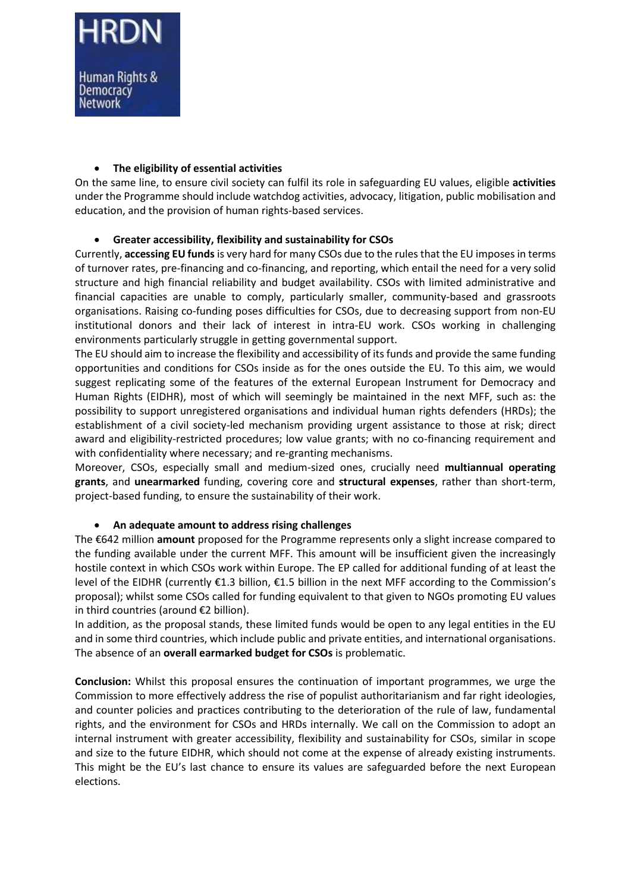- **The eligibility of essential activities**

On the same line, to ensure civil society can fulfil its role in safeguarding EU values, eligible **activities** under the Programme should include watchdog activities, advocacy, litigation, public mobilisation and education, and the provision of human rights-based services.

- **Greater accessibility, flexibility and sustainability for CSOs**

Currently, **accessing EU funds** is very hard for many CSOs due to the rules that the EU imposes in terms of turnover rates, pre-financing and co-financing, and reporting, which entail the need for a very solid structure and high financial reliability and budget availability. CSOs with limited administrative and financial capacities are unable to comply, particularly smaller, community-based and grassroots organisations. Raising co-funding poses difficulties for CSOs, due to decreasing support from non-EU institutional donors and their lack of interest in intra-EU work. CSOs working in challenging environments particularly struggle in getting governmental support.

The EU should aim to increase the flexibility and accessibility of its funds and provide the same funding opportunities and conditions for CSOs inside as for the ones outside the EU. To this aim, we would suggest replicating some of the features of the external European Instrument for Democracy and Human Rights (EIDHR), most of which will seemingly be maintained in the next MFF, such as: the possibility to support unregistered organisations and individual human rights defenders (HRDs); the establishment of a civil society-led mechanism providing urgent assistance to those at risk; direct award and eligibility-restricted procedures; low value grants; with no co-financing requirement and with confidentiality where necessary; and re-granting mechanisms.

Moreover, CSOs, especially small and medium-sized ones, crucially need **multiannual operating grants**, and **unearmarked** funding, covering core and **structural expenses**, rather than short-term, project-based funding, to ensure the sustainability of their work.

- **An adequate amount to address rising challenges**

The €642 million **amount** proposed for the Programme represents only a slight increase compared to the funding available under the current MFF. This amount will be insufficient given the increasingly hostile context in which CSOs work within Europe. The EP called for additional funding of at least the level of the EIDHR (currently €1.3 billion, €1.5 billion in the next MFF according to the Commission's proposal); whilst some CSOs called for funding equivalent to that given to NGOs promoting EU values in third countries (around €2 billion).

In addition, as the proposal stands, these limited funds would be open to any legal entities in the EU and in some third countries, which include public and private entities, and international organisations. The absence of an **overall earmarked budget for CSOs** is problematic.

**Conclusion:** Whilst this proposal ensures the continuation of important programmes, we urge the Commission to more effectively address the rise of populist authoritarianism and far right ideologies, and counter policies and practices contributing to the deterioration of the rule of law, fundamental rights, and the environment for CSOs and HRDs internally. We call on the Commission to adopt an internal instrument with greater accessibility, flexibility and sustainability for CSOs, similar in scope and size to the future EIDHR, which should not come at the expense of already existing instruments. This might be the EU's last chance to ensure its values are safeguarded before the next European elections.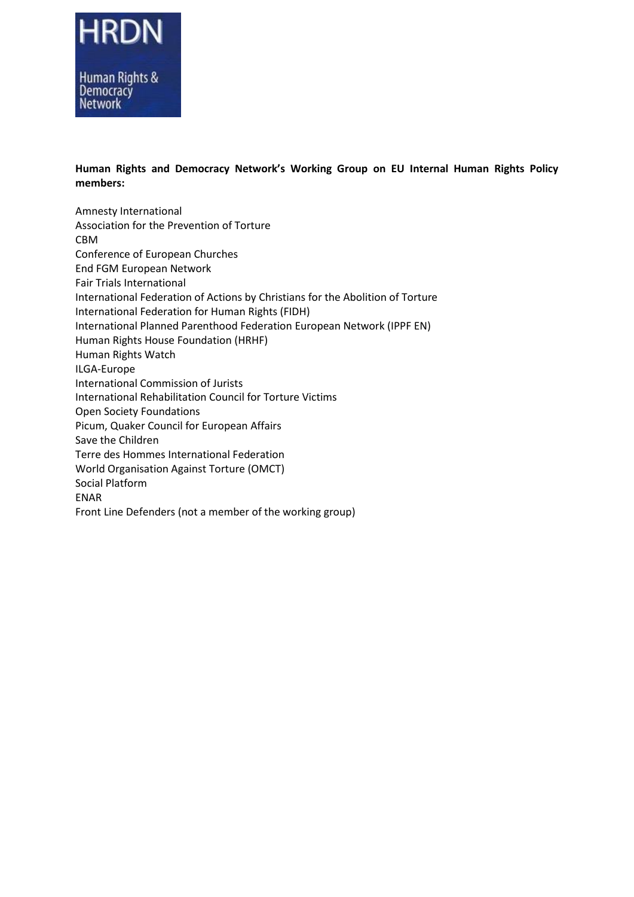HRDN

Human Rights & Democracy Network

**Human Rights and Democracy Network's Working Group on EU Internal Human Rights Policy members:**

Amnesty International
Association for the Prevention of Torture
CBM
Conference of European Churches
End FGM European Network
Fair Trials International
International Federation of Actions by Christians for the Abolition of Torture
International Federation for Human Rights (FIDH)
International Planned Parenthood Federation European Network (IPPF EN)
Human Rights House Foundation (HRHF)
Human Rights Watch
ILGA-Europe
International Commission of Jurists
International Rehabilitation Council for Torture Victims
Open Society Foundations
Picum, Quaker Council for European Affairs
Save the Children
Terre des Hommes International Federation
World Organisation Against Torture (OMCT)
Social Platform
ENAR
Front Line Defenders (not a member of the working group)